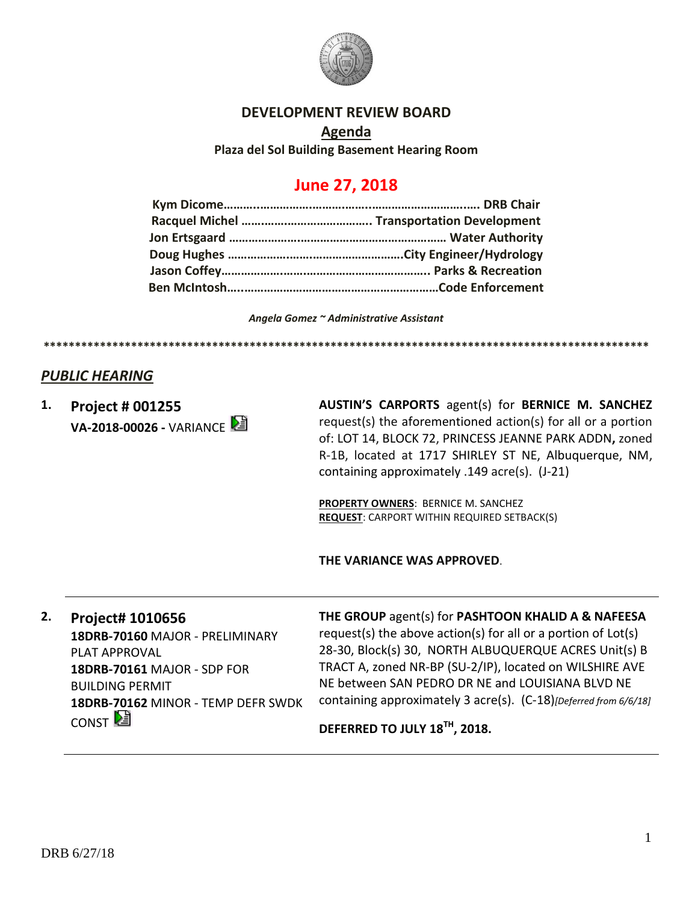# DEVELOPMENT REVIEW BOARD

## Agenda

**Plaza del Sol Building Basement Hearing Room**

## June 27, 2018

**Kym Dicome……………………………………………………………. DRB Chair**
**Racquel Michel ………………………………. Transportation Development**
**Jon Ertsgaard ………………………………………………………… Water Authority**
**Doug Hughes ……………………………………………City Engineer/Hydrology**
**Jason Coffey……………………………………………………….. Parks & Recreation**
**Ben McIntosh…………………………………………………………Code Enforcement**

*Angela Gomez ~ Administrative Assistant*

****************************************************************************************************

## *PUBLIC HEARING*

**1. Project # 001255**
**VA-2018-00026 -** VARIANCE

**AUSTIN'S CARPORTS** agent(s) for **BERNICE M. SANCHEZ** request(s) the aforementioned action(s) for all or a portion of: LOT 14, BLOCK 72, PRINCESS JEANNE PARK ADDN**,** zoned R-1B, located at 1717 SHIRLEY ST NE, Albuquerque, NM, containing approximately .149 acre(s). (J-21)

**PROPERTY OWNERS**: BERNICE M. SANCHEZ
**REQUEST**: CARPORT WITHIN REQUIRED SETBACK(S)

**THE VARIANCE WAS APPROVED**.

---

**2. Project# 1010656**
**18DRB-70160** MAJOR - PRELIMINARY PLAT APPROVAL
**18DRB-70161** MAJOR - SDP FOR BUILDING PERMIT
**18DRB-70162** MINOR - TEMP DEFR SWDK CONST

**THE GROUP** agent(s) for **PASHTOON KHALID A & NAFEESA** request(s) the above action(s) for all or a portion of Lot(s) 28-30, Block(s) 30, NORTH ALBUQUERQUE ACRES Unit(s) B TRACT A, zoned NR-BP (SU-2/IP), located on WILSHIRE AVE NE between SAN PEDRO DR NE and LOUISIANA BLVD NE containing approximately 3 acre(s). (C-18)*[Deferred from 6/6/18]*

**DEFERRED TO JULY 18TH, 2018.**

---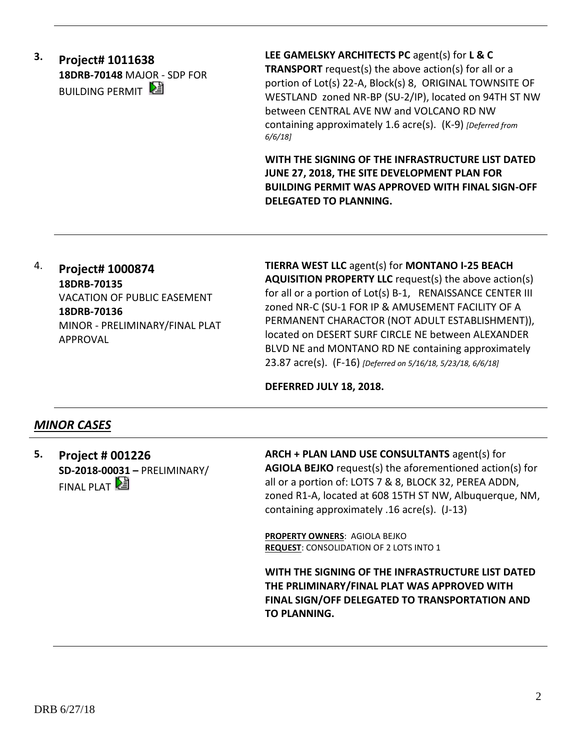**3. Project# 1011638**
**18DRB-70148** MAJOR - SDP FOR BUILDING PERMIT

**LEE GAMELSKY ARCHITECTS PC** agent(s) for **L & C TRANSPORT** request(s) the above action(s) for all or a portion of Lot(s) 22-A, Block(s) 8, ORIGINAL TOWNSITE OF WESTLAND zoned NR-BP (SU-2/IP), located on 94TH ST NW between CENTRAL AVE NW and VOLCANO RD NW containing approximately 1.6 acre(s). (K-9) *[Deferred from 6/6/18]*

**WITH THE SIGNING OF THE INFRASTRUCTURE LIST DATED JUNE 27, 2018, THE SITE DEVELOPMENT PLAN FOR BUILDING PERMIT WAS APPROVED WITH FINAL SIGN-OFF DELEGATED TO PLANNING.**

---

**4. Project# 1000874**
**18DRB-70135**
VACATION OF PUBLIC EASEMENT
**18DRB-70136**
MINOR - PRELIMINARY/FINAL PLAT APPROVAL

**TIERRA WEST LLC** agent(s) for **MONTANO I-25 BEACH AQUISITION PROPERTY LLC** request(s) the above action(s) for all or a portion of Lot(s) B-1, RENAISSANCE CENTER III zoned NR-C (SU-1 FOR IP & AMUSEMENT FACILITY OF A PERMANENT CHARACTOR (NOT ADULT ESTABLISHMENT)), located on DESERT SURF CIRCLE NE between ALEXANDER BLVD NE and MONTANO RD NE containing approximately 23.87 acre(s). (F-16) *[Deferred on 5/16/18, 5/23/18, 6/6/18]*

**DEFERRED JULY 18, 2018.**

---

## *MINOR CASES*

**5. Project # 001226**
**SD-2018-00031 –** PRELIMINARY/ FINAL PLAT

**ARCH + PLAN LAND USE CONSULTANTS** agent(s) for **AGIOLA BEJKO** request(s) the aforementioned action(s) for all or a portion of: LOTS 7 & 8, BLOCK 32, PEREA ADDN, zoned R1-A, located at 608 15TH ST NW, Albuquerque, NM, containing approximately .16 acre(s). (J-13)

**PROPERTY OWNERS**: AGIOLA BEJKO
**REQUEST**: CONSOLIDATION OF 2 LOTS INTO 1

**WITH THE SIGNING OF THE INFRASTRUCTURE LIST DATED THE PRLIMINARY/FINAL PLAT WAS APPROVED WITH FINAL SIGN/OFF DELEGATED TO TRANSPORTATION AND TO PLANNING.**

---

DRB 6/27/18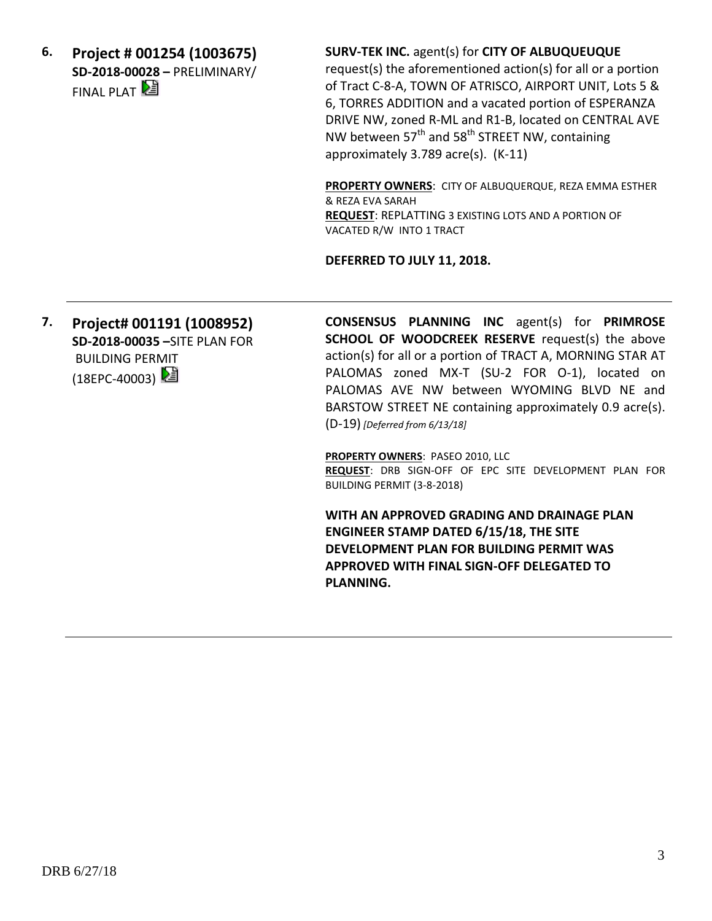6. **Project # 001254 (1003675)**
**SD-2018-00028 –** PRELIMINARY/ FINAL PLAT

**SURV-TEK INC.** agent(s) for **CITY OF ALBUQUEUQUE** request(s) the aforementioned action(s) for all or a portion of Tract C-8-A, TOWN OF ATRISCO, AIRPORT UNIT, Lots 5 & 6, TORRES ADDITION and a vacated portion of ESPERANZA DRIVE NW, zoned R-ML and R1-B, located on CENTRAL AVE NW between 57th and 58th STREET NW, containing approximately 3.789 acre(s). (K-11)

**PROPERTY OWNERS**: CITY OF ALBUQUERQUE, REZA EMMA ESTHER & REZA EVA SARAH
**REQUEST**: REPLATTING 3 EXISTING LOTS AND A PORTION OF VACATED R/W INTO 1 TRACT

**DEFERRED TO JULY 11, 2018.**

---

7. **Project# 001191 (1008952)**
**SD-2018-00035 –**SITE PLAN FOR BUILDING PERMIT (18EPC-40003)

**CONSENSUS PLANNING INC** agent(s) for **PRIMROSE SCHOOL OF WOODCREEK RESERVE** request(s) the above action(s) for all or a portion of TRACT A, MORNING STAR AT PALOMAS zoned MX-T (SU-2 FOR O-1), located on PALOMAS AVE NW between WYOMING BLVD NE and BARSTOW STREET NE containing approximately 0.9 acre(s). (D-19) *[Deferred from 6/13/18]*

**PROPERTY OWNERS**: PASEO 2010, LLC
**REQUEST**: DRB SIGN-OFF OF EPC SITE DEVELOPMENT PLAN FOR BUILDING PERMIT (3-8-2018)

**WITH AN APPROVED GRADING AND DRAINAGE PLAN ENGINEER STAMP DATED 6/15/18, THE SITE DEVELOPMENT PLAN FOR BUILDING PERMIT WAS APPROVED WITH FINAL SIGN-OFF DELEGATED TO PLANNING.**

---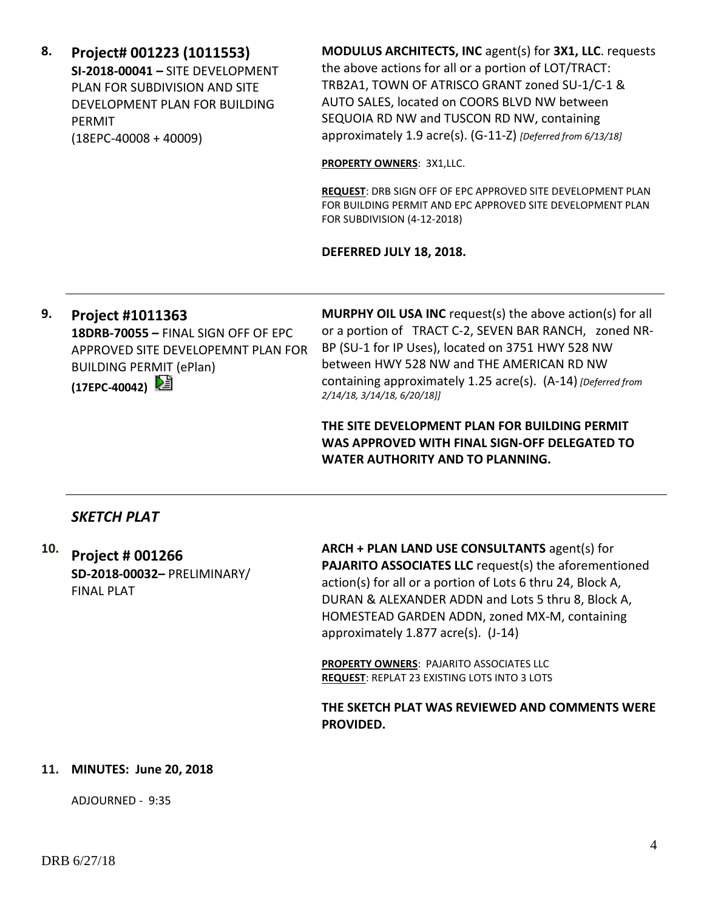**8. Project# 001223 (1011553)**
**SI-2018-00041 –** SITE DEVELOPMENT PLAN FOR SUBDIVISION AND SITE DEVELOPMENT PLAN FOR BUILDING PERMIT
(18EPC-40008 + 40009)

**MODULUS ARCHITECTS, INC** agent(s) for **3X1, LLC**. requests the above actions for all or a portion of LOT/TRACT: TRB2A1, TOWN OF ATRISCO GRANT zoned SU-1/C-1 & AUTO SALES, located on COORS BLVD NW between SEQUOIA RD NW and TUSCON RD NW, containing approximately 1.9 acre(s). (G-11-Z) *[Deferred from 6/13/18]*

**PROPERTY OWNERS**: 3X1,LLC.

**REQUEST**: DRB SIGN OFF OF EPC APPROVED SITE DEVELOPMENT PLAN FOR BUILDING PERMIT AND EPC APPROVED SITE DEVELOPMENT PLAN FOR SUBDIVISION (4-12-2018)

**DEFERRED JULY 18, 2018.**

---

**9. Project #1011363**
**18DRB-70055 –** FINAL SIGN OFF OF EPC APPROVED SITE DEVELOPEMNT PLAN FOR BUILDING PERMIT (ePlan)
**(17EPC-40042)**

**MURPHY OIL USA INC** request(s) the above action(s) for all or a portion of TRACT C-2, SEVEN BAR RANCH, zoned NR-BP (SU-1 for IP Uses), located on 3751 HWY 528 NW between HWY 528 NW and THE AMERICAN RD NW containing approximately 1.25 acre(s). (A-14) *[Deferred from 2/14/18, 3/14/18, 6/20/18]]*

**THE SITE DEVELOPMENT PLAN FOR BUILDING PERMIT WAS APPROVED WITH FINAL SIGN-OFF DELEGATED TO WATER AUTHORITY AND TO PLANNING.**

---

## *SKETCH PLAT*

**10. Project # 001266**
**SD-2018-00032–** PRELIMINARY/ FINAL PLAT

**ARCH + PLAN LAND USE CONSULTANTS** agent(s) for **PAJARITO ASSOCIATES LLC** request(s) the aforementioned action(s) for all or a portion of Lots 6 thru 24, Block A, DURAN & ALEXANDER ADDN and Lots 5 thru 8, Block A, HOMESTEAD GARDEN ADDN, zoned MX-M, containing approximately 1.877 acre(s). (J-14)

**PROPERTY OWNERS**: PAJARITO ASSOCIATES LLC
**REQUEST**: REPLAT 23 EXISTING LOTS INTO 3 LOTS

**THE SKETCH PLAT WAS REVIEWED AND COMMENTS WERE PROVIDED.**

**11. MINUTES: June 20, 2018**

ADJOURNED - 9:35

DRB 6/27/18